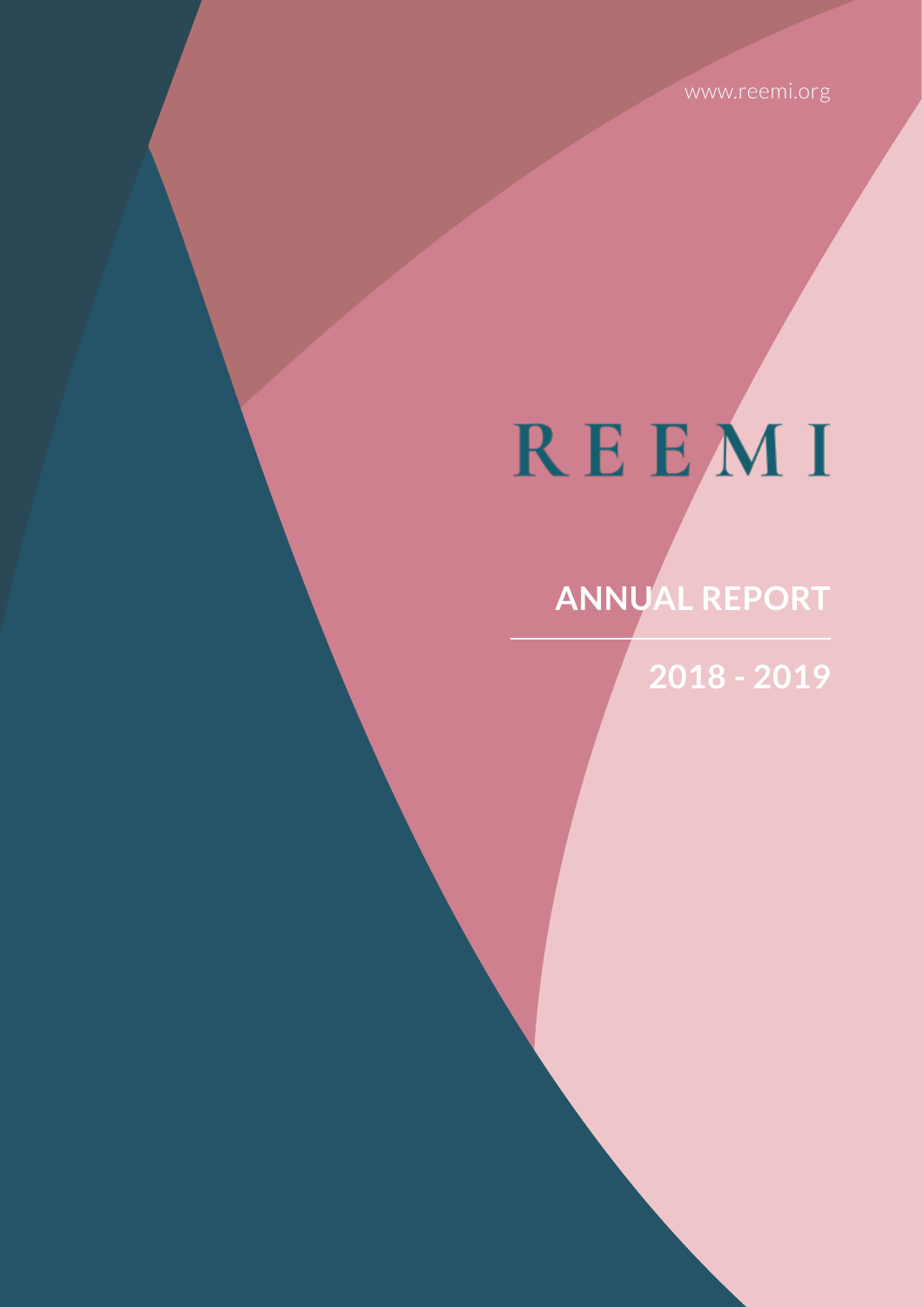www.reemi.org

# REEMI

## ANNUAL REPORT

## 2018 - 2019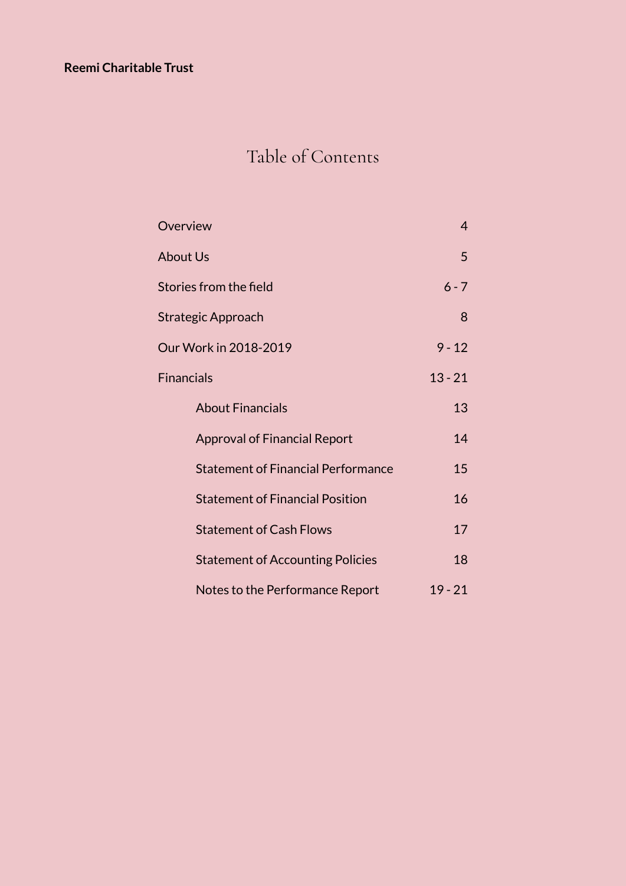**Reemi Charitable Trust**

# Table of Contents

| | |
|---|---|
| Overview | 4 |
| About Us | 5 |
| Stories from the field | 6 - 7 |
| Strategic Approach | 8 |
| Our Work in 2018-2019 | 9 - 12 |
| Financials | 13 - 21 |
| &nbsp;&nbsp;&nbsp;&nbsp;About Financials | 13 |
| &nbsp;&nbsp;&nbsp;&nbsp;Approval of Financial Report | 14 |
| &nbsp;&nbsp;&nbsp;&nbsp;Statement of Financial Performance | 15 |
| &nbsp;&nbsp;&nbsp;&nbsp;Statement of Financial Position | 16 |
| &nbsp;&nbsp;&nbsp;&nbsp;Statement of Cash Flows | 17 |
| &nbsp;&nbsp;&nbsp;&nbsp;Statement of Accounting Policies | 18 |
| &nbsp;&nbsp;&nbsp;&nbsp;Notes to the Performance Report | 19 - 21 |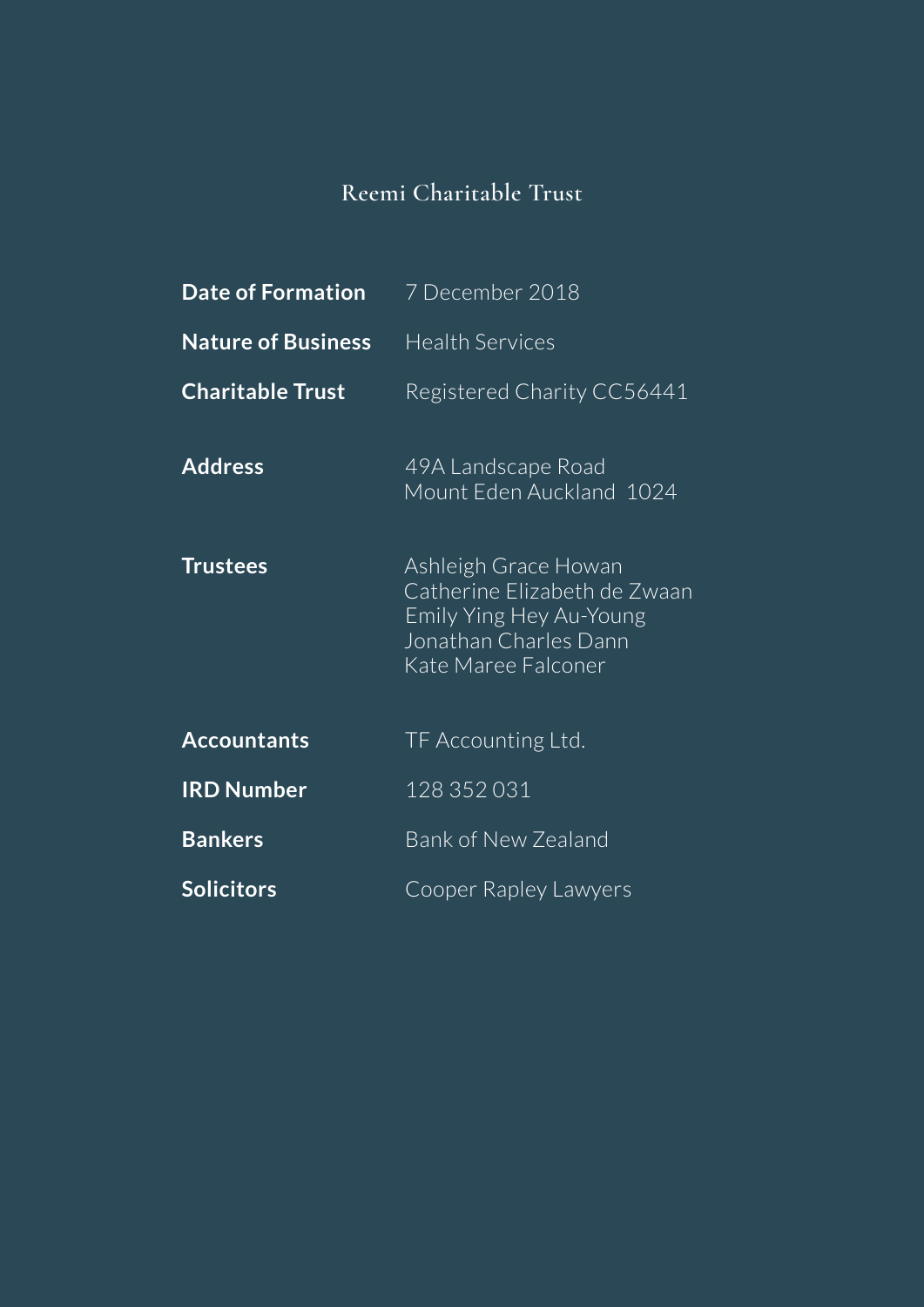# Reemi Charitable Trust

| | |
|---|---|
| **Date of Formation** | 7 December 2018 |
| **Nature of Business** | Health Services |
| **Charitable Trust** | Registered Charity CC56441 |
| **Address** | 49A Landscape Road<br>Mount Eden Auckland 1024 |
| **Trustees** | Ashleigh Grace Howan<br>Catherine Elizabeth de Zwaan<br>Emily Ying Hey Au-Young<br>Jonathan Charles Dann<br>Kate Maree Falconer |
| **Accountants** | TF Accounting Ltd. |
| **IRD Number** | 128 352 031 |
| **Bankers** | Bank of New Zealand |
| **Solicitors** | Cooper Rapley Lawyers |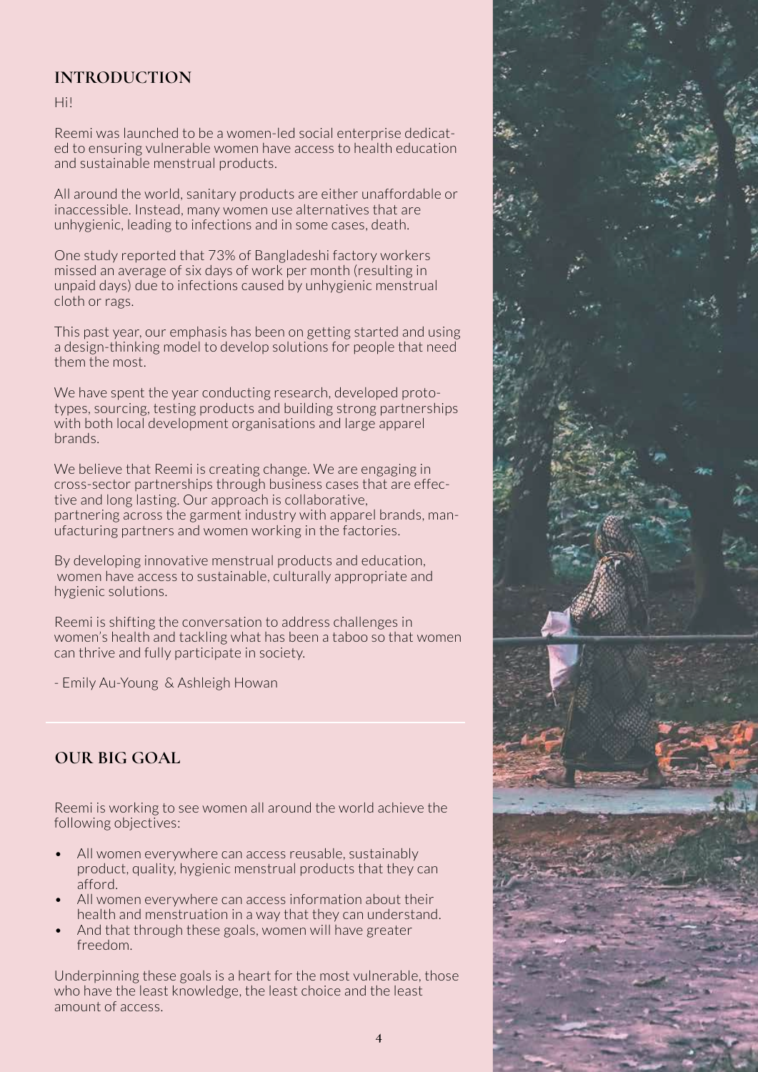## INTRODUCTION

Hi!

Reemi was launched to be a women-led social enterprise dedicated to ensuring vulnerable women have access to health education and sustainable menstrual products.

All around the world, sanitary products are either unaffordable or inaccessible. Instead, many women use alternatives that are unhygienic, leading to infections and in some cases, death.

One study reported that 73% of Bangladeshi factory workers missed an average of six days of work per month (resulting in unpaid days) due to infections caused by unhygienic menstrual cloth or rags.

This past year, our emphasis has been on getting started and using a design-thinking model to develop solutions for people that need them the most.

We have spent the year conducting research, developed prototypes, sourcing, testing products and building strong partnerships with both local development organisations and large apparel brands.

We believe that Reemi is creating change. We are engaging in cross-sector partnerships through business cases that are effective and long lasting. Our approach is collaborative, partnering across the garment industry with apparel brands, manufacturing partners and women working in the factories.

By developing innovative menstrual products and education, women have access to sustainable, culturally appropriate and hygienic solutions.

Reemi is shifting the conversation to address challenges in women's health and tackling what has been a taboo so that women can thrive and fully participate in society.

- Emily Au-Young & Ashleigh Howan

## OUR BIG GOAL

Reemi is working to see women all around the world achieve the following objectives:

- All women everywhere can access reusable, sustainably product, quality, hygienic menstrual products that they can afford.
- All women everywhere can access information about their health and menstruation in a way that they can understand.
- And that through these goals, women will have greater freedom.

Underpinning these goals is a heart for the most vulnerable, those who have the least knowledge, the least choice and the least amount of access.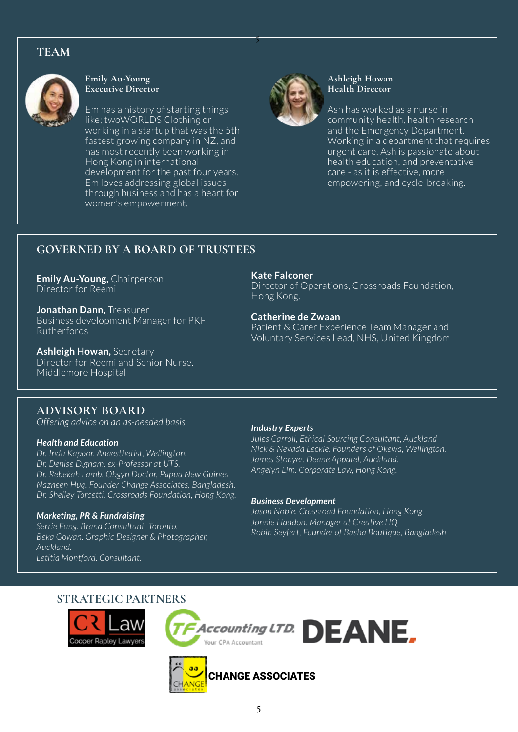## TEAM

**Emily Au-Young**
**Executive Director**

Em has a history of starting things like; twoWORLDS Clothing or working in a startup that was the 5th fastest growing company in NZ, and has most recently been working in Hong Kong in international development for the past four years. Em loves addressing global issues through business and has a heart for women's empowerment.

**Ashleigh Howan**
**Health Director**

Ash has worked as a nurse in community health, health research and the Emergency Department. Working in a department that requires urgent care, Ash is passionate about health education, and preventative care - as it is effective, more empowering, and cycle-breaking.

## GOVERNED BY A BOARD OF TRUSTEES

**Emily Au-Young,** Chairperson
Director for Reemi

**Jonathan Dann,** Treasurer
Business development Manager for PKF Rutherfords

**Ashleigh Howan,** Secretary
Director for Reemi and Senior Nurse, Middlemore Hospital

**Kate Falconer**
Director of Operations, Crossroads Foundation, Hong Kong.

**Catherine de Zwaan**
Patient & Carer Experience Team Manager and Voluntary Services Lead, NHS, United Kingdom

## ADVISORY BOARD

*Offering advice on an as-needed basis*

***Health and Education***

*Dr. Indu Kapoor. Anaesthetist, Wellington.*
*Dr. Denise Dignam. ex-Professor at UTS.*
*Dr. Rebekah Lamb. Obgyn Doctor, Papua New Guinea*
*Nazneen Huq. Founder Change Associates, Bangladesh.*
*Dr. Shelley Torcetti. Crossroads Foundation, Hong Kong.*

***Marketing, PR & Fundraising***

*Serrie Fung. Brand Consultant, Toronto.*
*Beka Gowan. Graphic Designer & Photographer, Auckland.*
*Letitia Montford. Consultant.*

***Industry Experts***

*Jules Carroll, Ethical Sourcing Consultant, Auckland*
*Nick & Nevada Leckie. Founders of Okewa, Wellington.*
*James Stonyer. Deane Apparel, Auckland.*
*Angelyn Lim. Corporate Law, Hong Kong.*

***Business Development***

*Jason Noble. Crossroad Foundation, Hong Kong*
*Jonnie Haddon. Manager at Creative HQ*
*Robin Seyfert, Founder of Basha Boutique, Bangladesh*

## STRATEGIC PARTNERS

CR Law – Cooper Rapley Lawyers

TF Accounting LTD. – Your CPA Accountant

DEANE.

CHANGE ASSOCIATES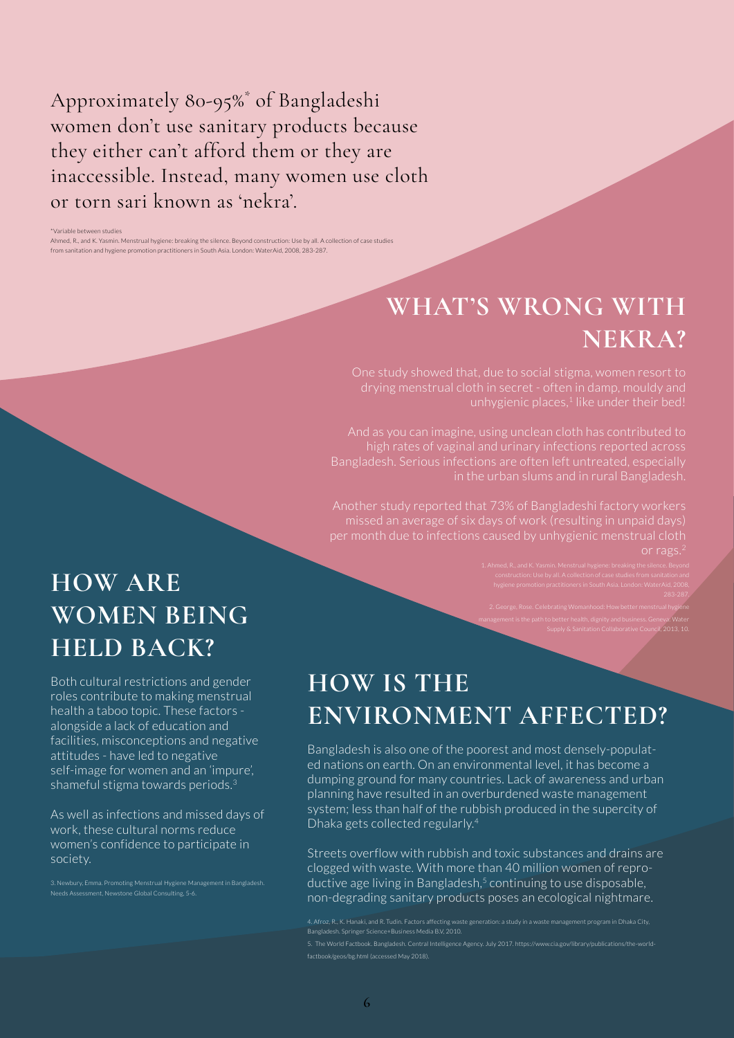Approximately 80-95%* of Bangladeshi women don't use sanitary products because they either can't afford them or they are inaccessible. Instead, many women use cloth or torn sari known as 'nekra'.

*Variable between studies
Ahmed, R., and K. Yasmin. Menstrual hygiene: breaking the silence. Beyond construction: Use by all. A collection of case studies from sanitation and hygiene promotion practitioners in South Asia. London: WaterAid, 2008, 283-287.

## WHAT'S WRONG WITH NEKRA?

One study showed that, due to social stigma, women resort to drying menstrual cloth in secret - often in damp, mouldy and unhygienic places,[1] like under their bed!

And as you can imagine, using unclean cloth has contributed to high rates of vaginal and urinary infections reported across Bangladesh. Serious infections are often left untreated, especially in the urban slums and in rural Bangladesh.

Another study reported that 73% of Bangladeshi factory workers missed an average of six days of work (resulting in unpaid days) per month due to infections caused by unhygienic menstrual cloth or rags.[2]

1. Ahmed, R., and K. Yasmin. Menstrual hygiene: breaking the silence. Beyond construction: Use by all. A collection of case studies from sanitation and hygiene promotion practitioners in South Asia. London: WaterAid, 2008, 283-287.

2. George, Rose. Celebrating Womanhood: How better menstrual hygiene management is the path to better health, dignity and business. Geneva: Water Supply & Sanitation Collaborative Council, 2013, 10.

## HOW ARE WOMEN BEING HELD BACK?

Both cultural restrictions and gender roles contribute to making menstrual health a taboo topic. These factors - alongside a lack of education and facilities, misconceptions and negative attitudes - have led to negative self-image for women and an 'impure', shameful stigma towards periods.[3]

As well as infections and missed days of work, these cultural norms reduce women's confidence to participate in society.

3. Newbury, Emma. Promoting Menstrual Hygiene Management in Bangladesh. Needs Assessment, Newstone Global Consulting, 5-6.

## HOW IS THE ENVIRONMENT AFFECTED?

Bangladesh is also one of the poorest and most densely-populated nations on earth. On an environmental level, it has become a dumping ground for many countries. Lack of awareness and urban planning have resulted in an overburdened waste management system; less than half of the rubbish produced in the supercity of Dhaka gets collected regularly.[4]

Streets overflow with rubbish and toxic substances and drains are clogged with waste. With more than 40 million women of reproductive age living in Bangladesh,[5] continuing to use disposable, non-degrading sanitary products poses an ecological nightmare.

4. Afroz, R., K. Hanaki, and R. Tudin. Factors affecting waste generation: a study in a waste management program in Dhaka City, Bangladesh. Springer Science+Business Media B.V. 2010.

5. The World Factbook. Bangladesh. Central Intelligence Agency. July 2017. https://www.cia.gov/library/publications/the-world-factbook/geos/bg.html (accessed May 2018).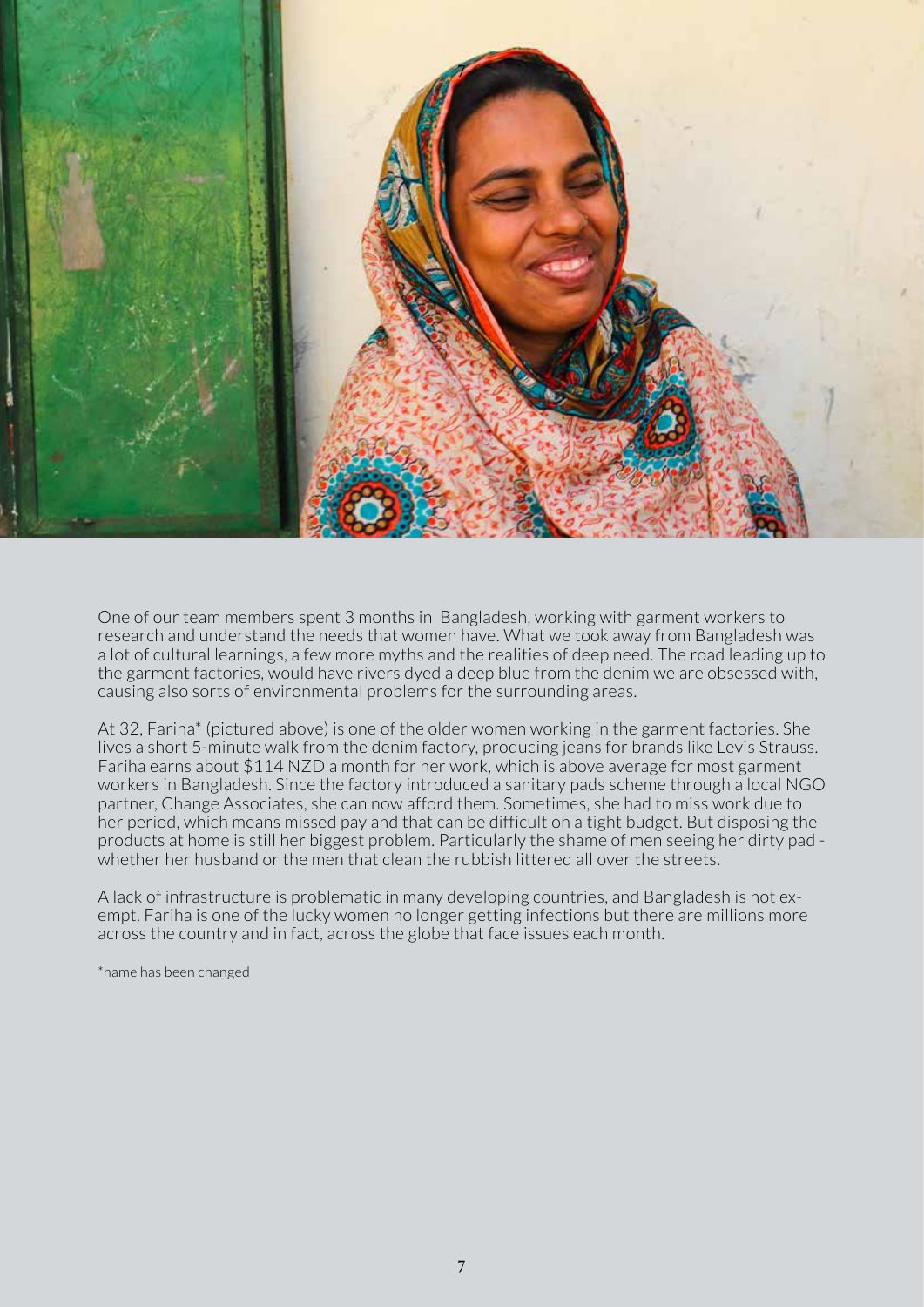One of our team members spent 3 months in Bangladesh, working with garment workers to research and understand the needs that women have. What we took away from Bangladesh was a lot of cultural learnings, a few more myths and the realities of deep need. The road leading up to the garment factories, would have rivers dyed a deep blue from the denim we are obsessed with, causing also sorts of environmental problems for the surrounding areas.

At 32, Fariha* (pictured above) is one of the older women working in the garment factories. She lives a short 5-minute walk from the denim factory, producing jeans for brands like Levis Strauss. Fariha earns about $114 NZD a month for her work, which is above average for most garment workers in Bangladesh. Since the factory introduced a sanitary pads scheme through a local NGO partner, Change Associates, she can now afford them. Sometimes, she had to miss work due to her period, which means missed pay and that can be difficult on a tight budget. But disposing the products at home is still her biggest problem. Particularly the shame of men seeing her dirty pad - whether her husband or the men that clean the rubbish littered all over the streets.

A lack of infrastructure is problematic in many developing countries, and Bangladesh is not exempt. Fariha is one of the lucky women no longer getting infections but there are millions more across the country and in fact, across the globe that face issues each month.

*name has been changed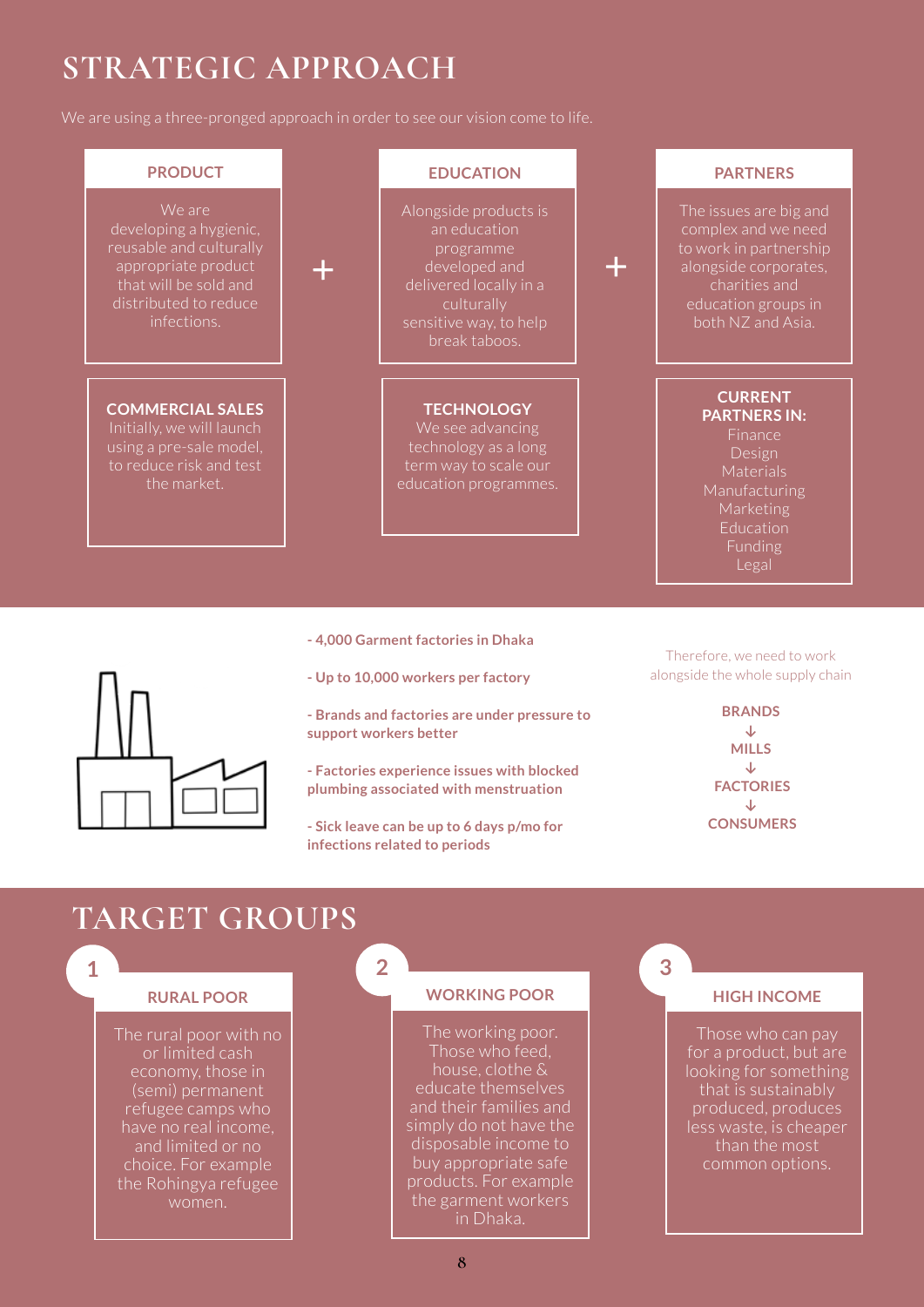# STRATEGIC APPROACH

We are using a three-pronged approach in order to see our vision come to life.

### PRODUCT

We are developing a hygienic, reusable and culturally appropriate product that will be sold and distributed to reduce infections.

### EDUCATION

Alongside products is an education programme developed and delivered locally in a culturally sensitive way, to help break taboos.

### PARTNERS

The issues are big and complex and we need to work in partnership alongside corporates, charities and education groups in both NZ and Asia.

### COMMERCIAL SALES

Initially, we will launch using a pre-sale model, to reduce risk and test the market.

### TECHNOLOGY

We see advancing technology as a long term way to scale our education programmes.

### CURRENT PARTNERS IN:

Finance
Design
Materials
Manufacturing
Marketing
Education
Funding
Legal

**- 4,000 Garment factories in Dhaka**

**- Up to 10,000 workers per factory**

**- Brands and factories are under pressure to support workers better**

**- Factories experience issues with blocked plumbing associated with menstruation**

**- Sick leave can be up to 6 days p/mo for infections related to periods**

Therefore, we need to work alongside the whole supply chain

**BRANDS**
↓
**MILLS**
↓
**FACTORIES**
↓
**CONSUMERS**

# TARGET GROUPS

### 1 RURAL POOR

The rural poor with no or limited cash economy, those in (semi) permanent refugee camps who have no real income, and limited or no choice. For example the Rohingya refugee women.

### 2 WORKING POOR

The working poor. Those who feed, house, clothe & educate themselves and their families and simply do not have the disposable income to buy appropriate safe products. For example the garment workers in Dhaka.

### 3 HIGH INCOME

Those who can pay for a product, but are looking for something that is sustainably produced, produces less waste, is cheaper than the most common options.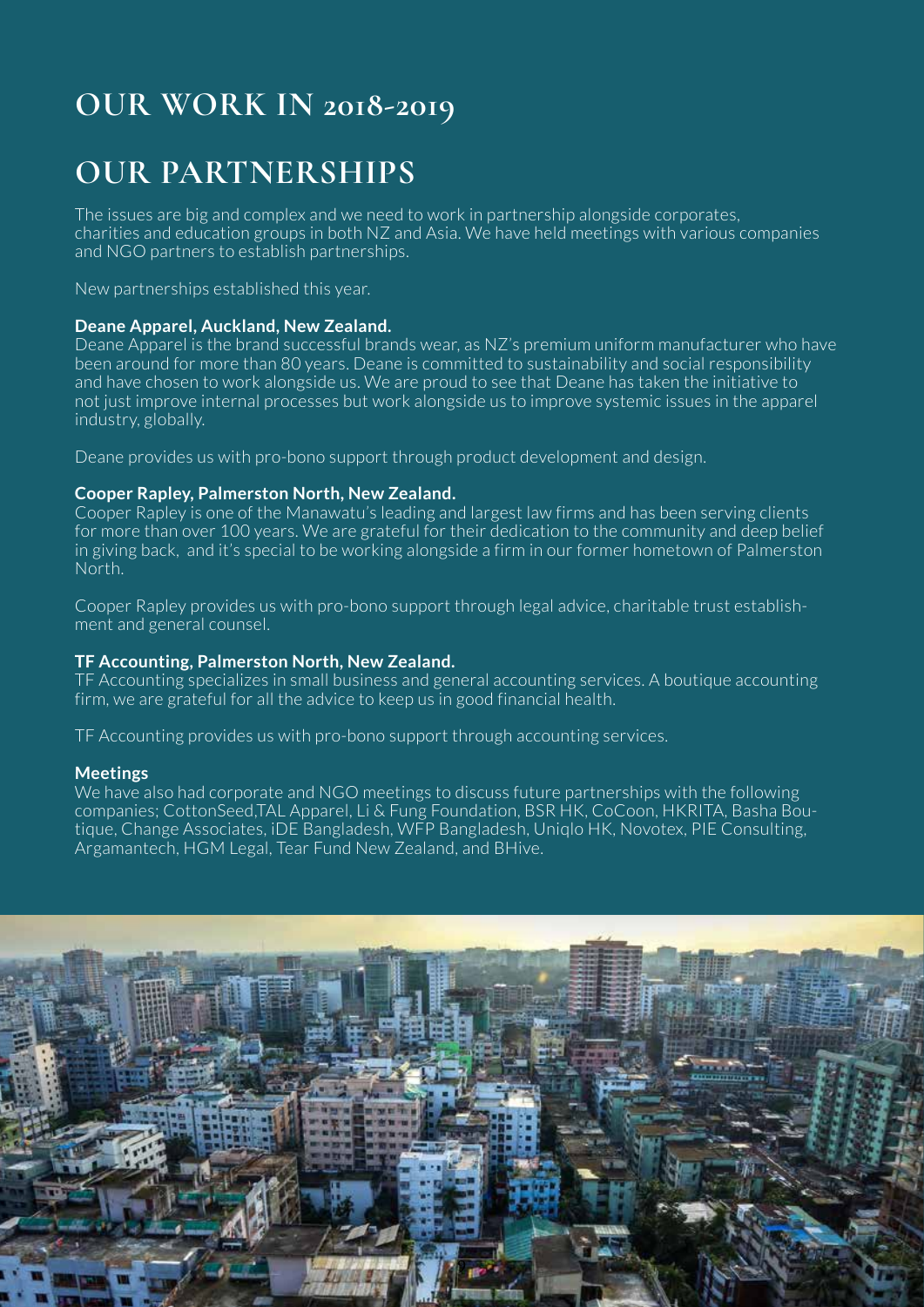# OUR WORK IN 2018-2019

# OUR PARTNERSHIPS

The issues are big and complex and we need to work in partnership alongside corporates, charities and education groups in both NZ and Asia. We have held meetings with various companies and NGO partners to establish partnerships.

New partnerships established this year.

**Deane Apparel, Auckland, New Zealand.**
Deane Apparel is the brand successful brands wear, as NZ's premium uniform manufacturer who have been around for more than 80 years. Deane is committed to sustainability and social responsibility and have chosen to work alongside us. We are proud to see that Deane has taken the initiative to not just improve internal processes but work alongside us to improve systemic issues in the apparel industry, globally.

Deane provides us with pro-bono support through product development and design.

**Cooper Rapley, Palmerston North, New Zealand.**
Cooper Rapley is one of the Manawatu's leading and largest law firms and has been serving clients for more than over 100 years. We are grateful for their dedication to the community and deep belief in giving back, and it's special to be working alongside a firm in our former hometown of Palmerston North.

Cooper Rapley provides us with pro-bono support through legal advice, charitable trust establishment and general counsel.

**TF Accounting, Palmerston North, New Zealand.**
TF Accounting specializes in small business and general accounting services. A boutique accounting firm, we are grateful for all the advice to keep us in good financial health.

TF Accounting provides us with pro-bono support through accounting services.

**Meetings**
We have also had corporate and NGO meetings to discuss future partnerships with the following companies; CottonSeed,TAL Apparel, Li & Fung Foundation, BSR HK, CoCoon, HKRITA, Basha Boutique, Change Associates, iDE Bangladesh, WFP Bangladesh, Uniqlo HK, Novotex, PIE Consulting, Argamantech, HGM Legal, Tear Fund New Zealand, and BHive.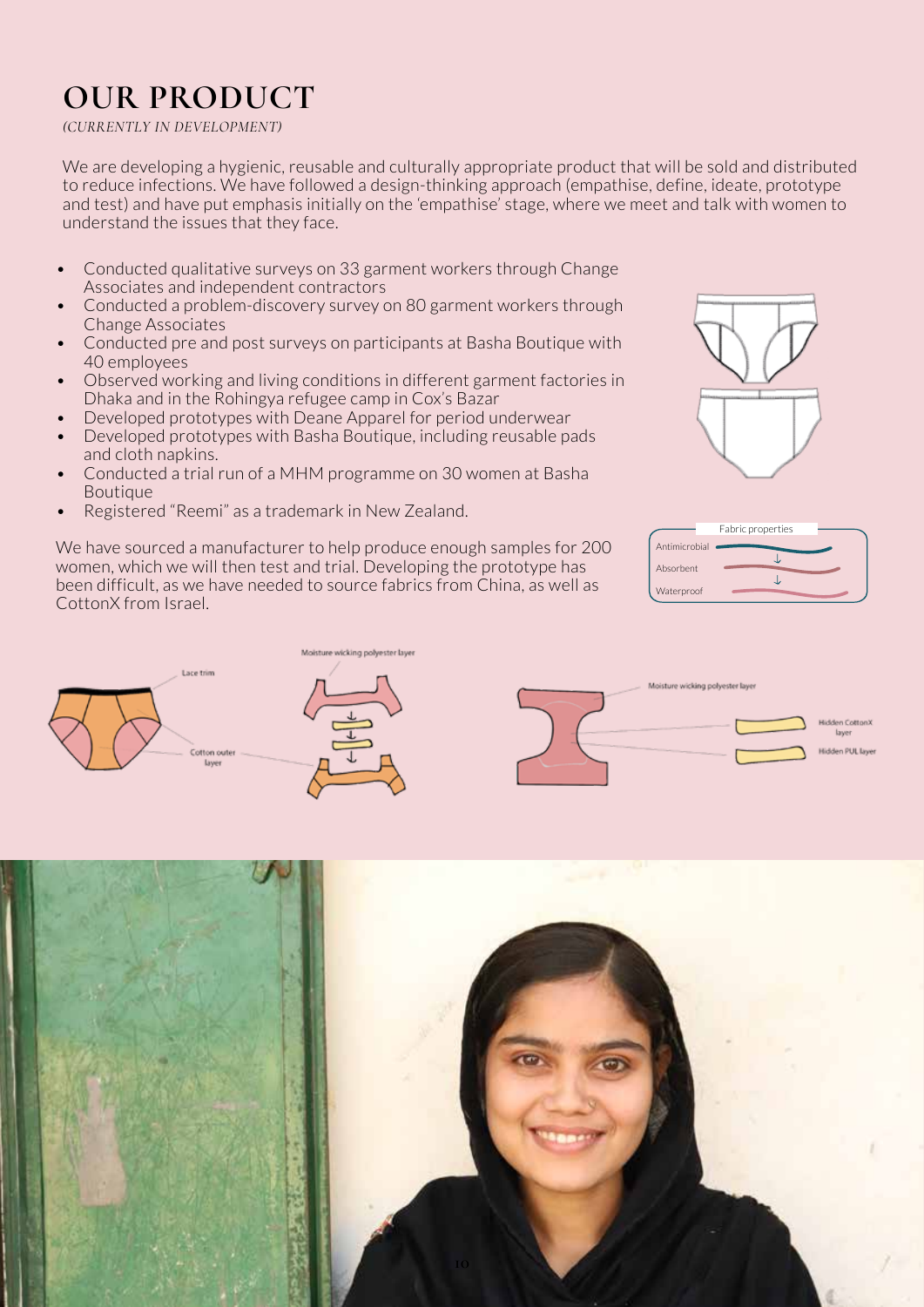# OUR PRODUCT

*(CURRENTLY IN DEVELOPMENT)*

We are developing a hygienic, reusable and culturally appropriate product that will be sold and distributed to reduce infections. We have followed a design-thinking approach (empathise, define, ideate, prototype and test) and have put emphasis initially on the 'empathise' stage, where we meet and talk with women to understand the issues that they face.

- Conducted qualitative surveys on 33 garment workers through Change Associates and independent contractors
- Conducted a problem-discovery survey on 80 garment workers through Change Associates
- Conducted pre and post surveys on participants at Basha Boutique with 40 employees
- Observed working and living conditions in different garment factories in Dhaka and in the Rohingya refugee camp in Cox's Bazar
- Developed prototypes with Deane Apparel for period underwear
- Developed prototypes with Basha Boutique, including reusable pads and cloth napkins.
- Conducted a trial run of a MHM programme on 30 women at Basha Boutique
- Registered "Reemi" as a trademark in New Zealand.

We have sourced a manufacturer to help produce enough samples for 200 women, which we will then test and trial. Developing the prototype has been difficult, as we have needed to source fabrics from China, as well as CottonX from Israel.

Fabric properties: Antimicrobial → Absorbent → Waterproof

Lace trim · Cotton outer layer · Moisture wicking polyester layer · Hidden CottonX layer · Hidden PUL layer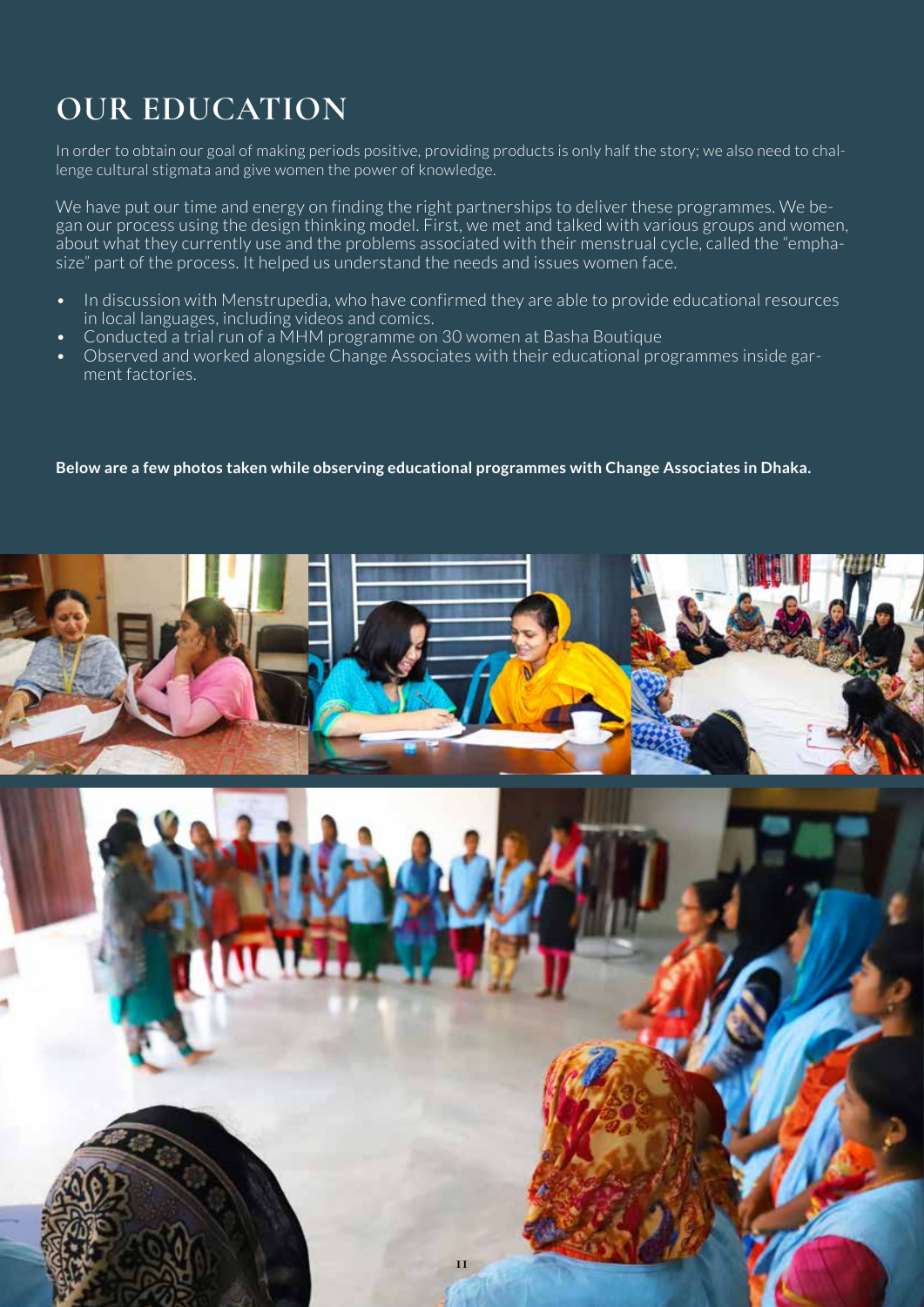# OUR EDUCATION

In order to obtain our goal of making periods positive, providing products is only half the story; we also need to challenge cultural stigmata and give women the power of knowledge.

We have put our time and energy on finding the right partnerships to deliver these programmes. We began our process using the design thinking model. First, we met and talked with various groups and women, about what they currently use and the problems associated with their menstrual cycle, called the "emphasize" part of the process. It helped us understand the needs and issues women face.

- In discussion with Menstrupedia, who have confirmed they are able to provide educational resources in local languages, including videos and comics.
- Conducted a trial run of a MHM programme on 30 women at Basha Boutique
- Observed and worked alongside Change Associates with their educational programmes inside garment factories.

**Below are a few photos taken while observing educational programmes with Change Associates in Dhaka.**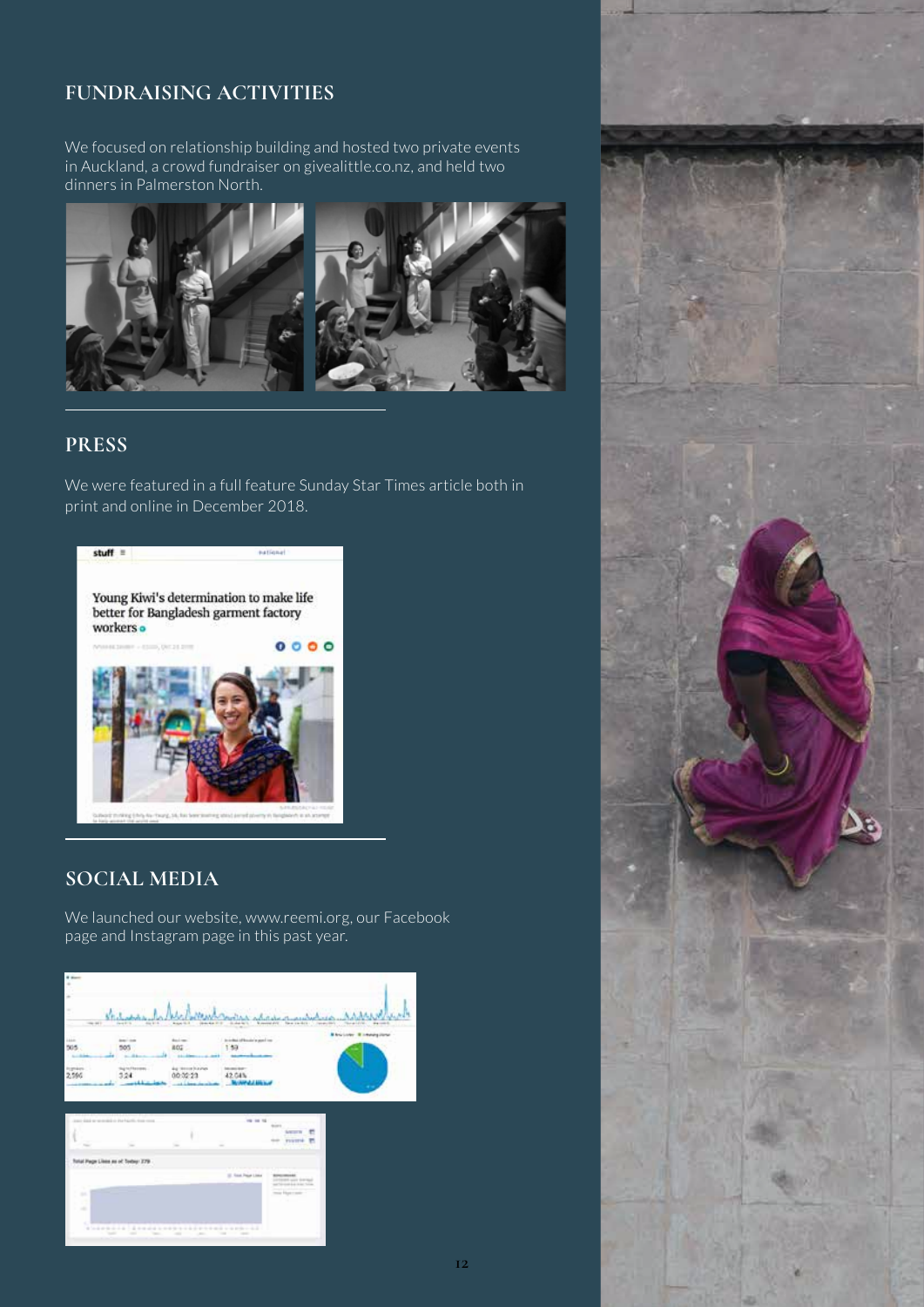## FUNDRAISING ACTIVITIES

We focused on relationship building and hosted two private events in Auckland, a crowd fundraiser on givealittle.co.nz, and held two dinners in Palmerston North.

## PRESS

We were featured in a full feature Sunday Star Times article both in print and online in December 2018.

## SOCIAL MEDIA

We launched our website, www.reemi.org, our Facebook page and Instagram page in this past year.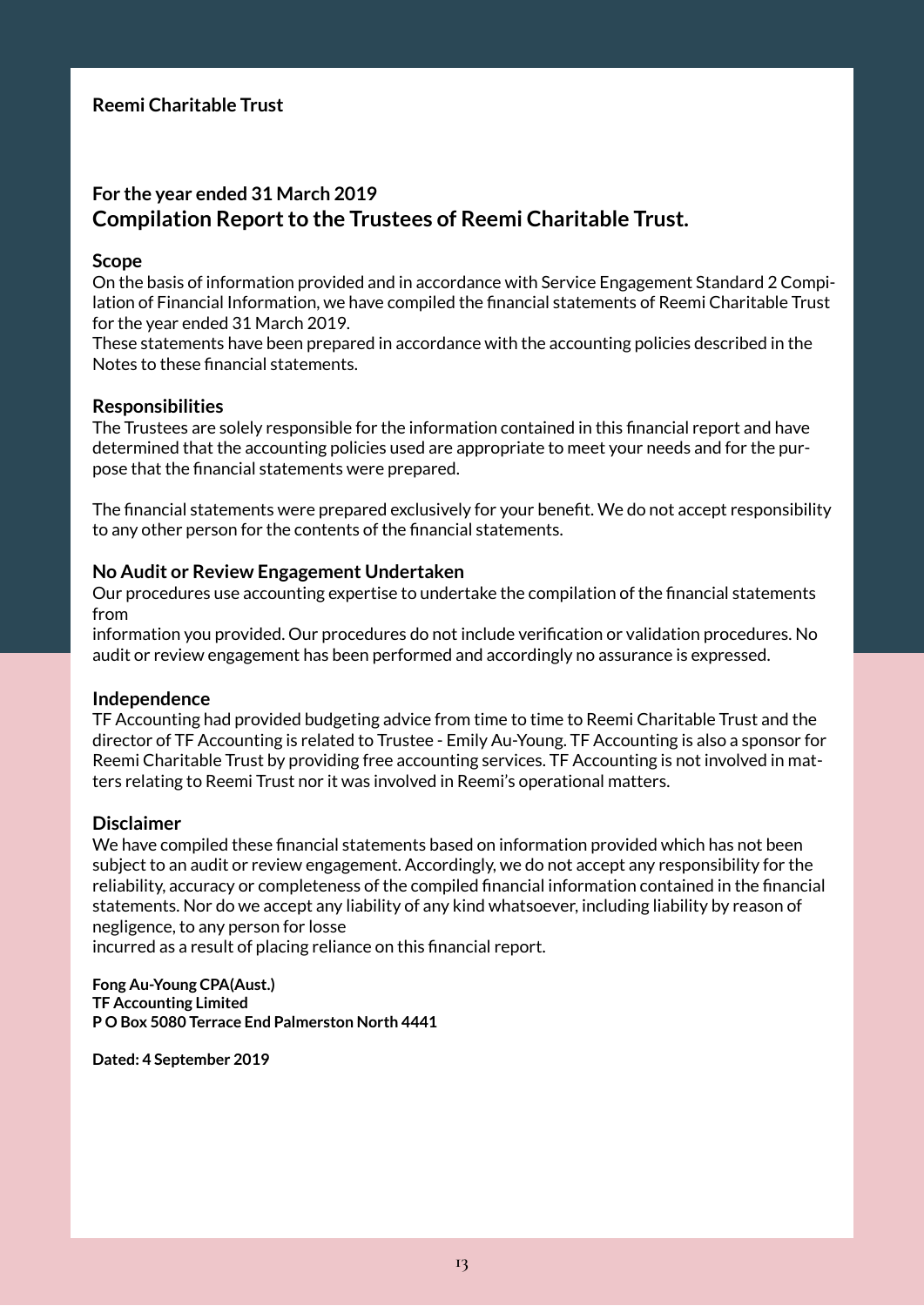**Reemi Charitable Trust**

## For the year ended 31 March 2019
## Compilation Report to the Trustees of Reemi Charitable Trust.

### Scope

On the basis of information provided and in accordance with Service Engagement Standard 2 Compilation of Financial Information, we have compiled the financial statements of Reemi Charitable Trust for the year ended 31 March 2019.
These statements have been prepared in accordance with the accounting policies described in the Notes to these financial statements.

### Responsibilities

The Trustees are solely responsible for the information contained in this financial report and have determined that the accounting policies used are appropriate to meet your needs and for the purpose that the financial statements were prepared.

The financial statements were prepared exclusively for your benefit. We do not accept responsibility to any other person for the contents of the financial statements.

### No Audit or Review Engagement Undertaken

Our procedures use accounting expertise to undertake the compilation of the financial statements from
information you provided. Our procedures do not include verification or validation procedures. No audit or review engagement has been performed and accordingly no assurance is expressed.

### Independence

TF Accounting had provided budgeting advice from time to time to Reemi Charitable Trust and the director of TF Accounting is related to Trustee - Emily Au-Young. TF Accounting is also a sponsor for Reemi Charitable Trust by providing free accounting services. TF Accounting is not involved in matters relating to Reemi Trust nor it was involved in Reemi's operational matters.

### Disclaimer

We have compiled these financial statements based on information provided which has not been subject to an audit or review engagement. Accordingly, we do not accept any responsibility for the reliability, accuracy or completeness of the compiled financial information contained in the financial statements. Nor do we accept any liability of any kind whatsoever, including liability by reason of negligence, to any person for losse
incurred as a result of placing reliance on this financial report.

**Fong Au-Young CPA(Aust.)**
**TF Accounting Limited**
**P O Box 5080 Terrace End Palmerston North 4441**

**Dated: 4 September 2019**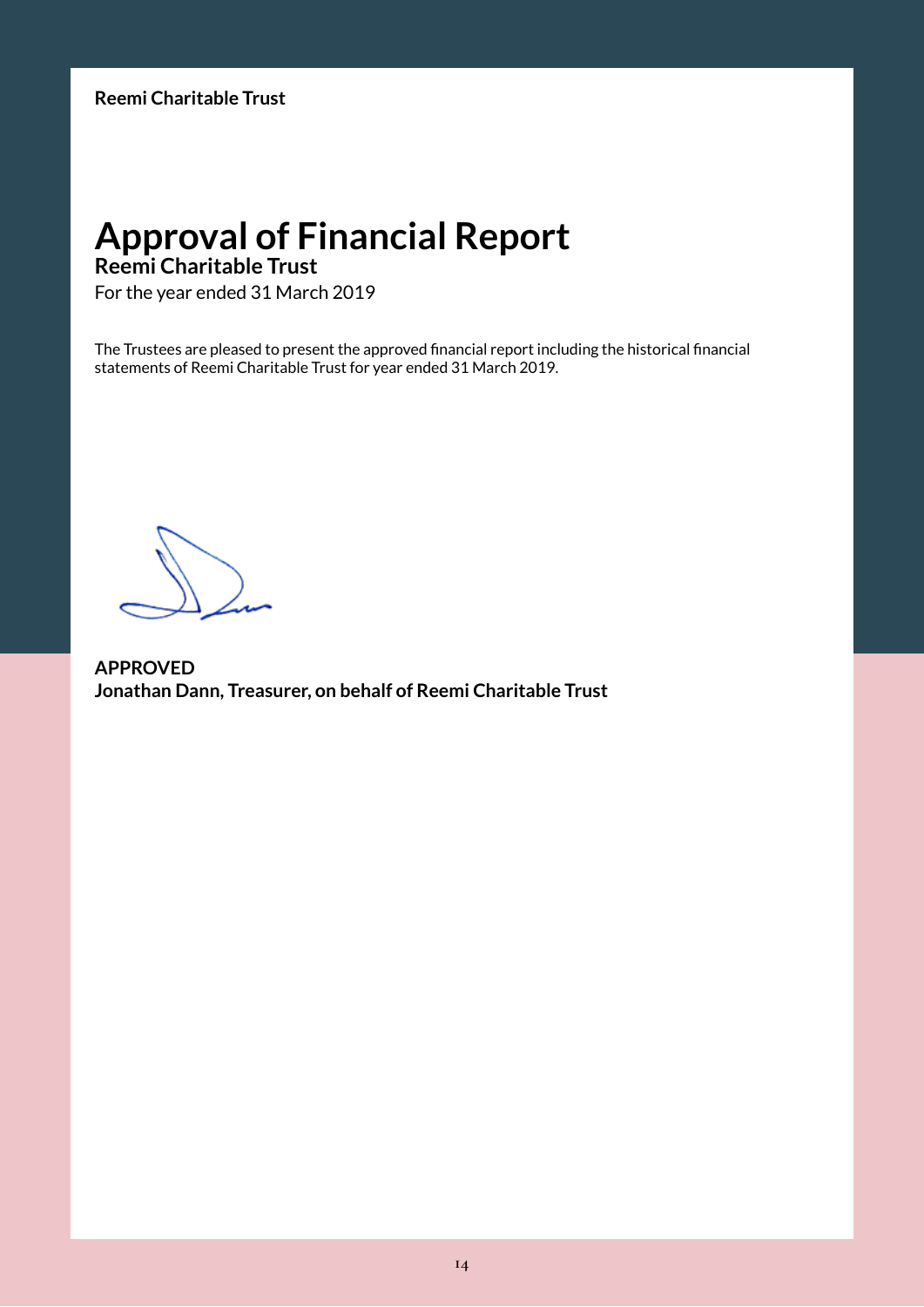# Approval of Financial Report

**Reemi Charitable Trust**

For the year ended 31 March 2019

The Trustees are pleased to present the approved financial report including the historical financial statements of Reemi Charitable Trust for year ended 31 March 2019.

**APPROVED**
**Jonathan Dann, Treasurer, on behalf of Reemi Charitable Trust**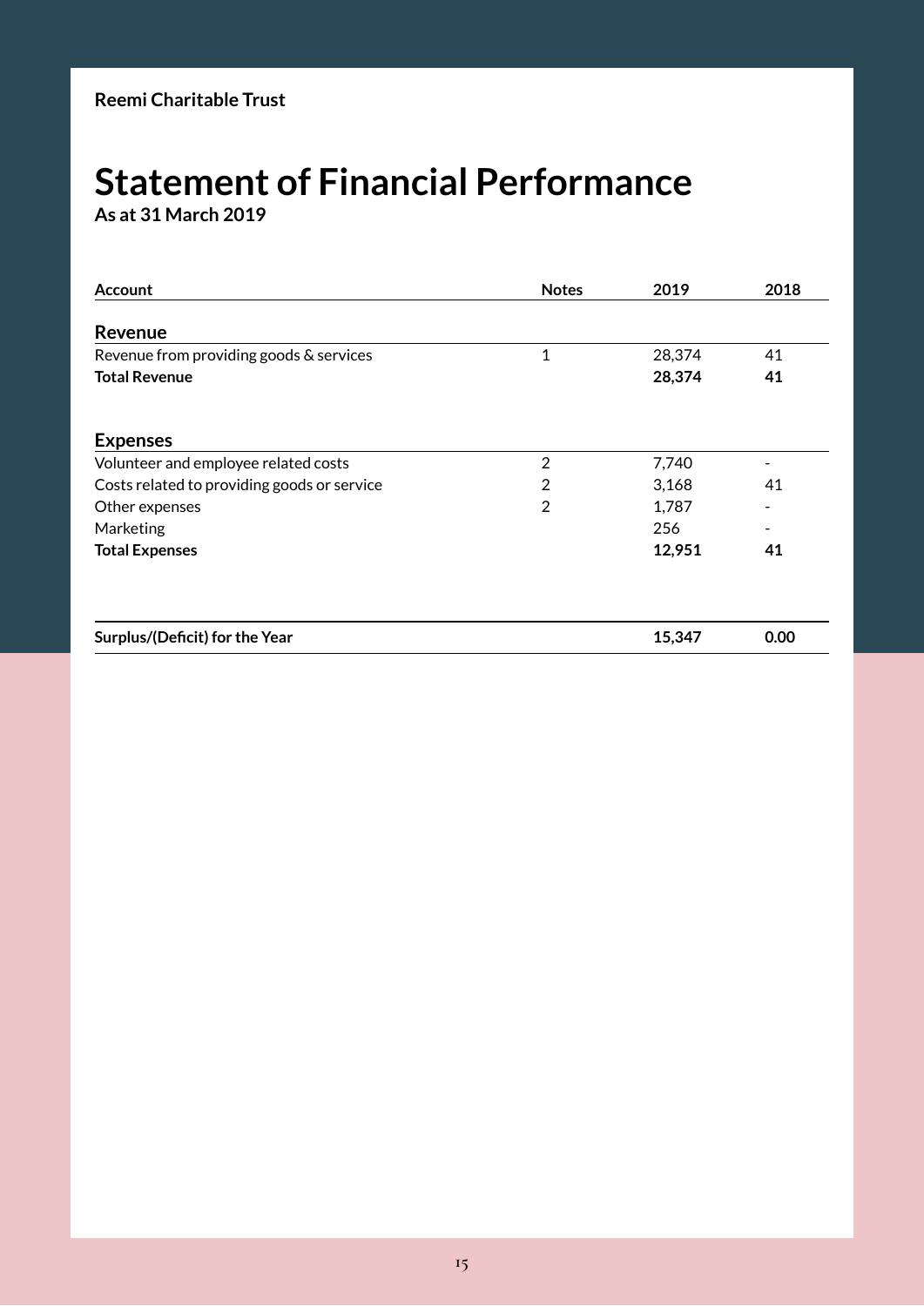**Reemi Charitable Trust**

# Statement of Financial Performance

**As at 31 March 2019**

| Account | Notes | 2019 | 2018 |
|---|---|---|---|
| **Revenue** | | | |
| Revenue from providing goods & services | 1 | 28,374 | 41 |
| **Total Revenue** | | **28,374** | **41** |
| **Expenses** | | | |
| Volunteer and employee related costs | 2 | 7,740 | - |
| Costs related to providing goods or service | 2 | 3,168 | 41 |
| Other expenses | 2 | 1,787 | - |
| Marketing | | 256 | - |
| **Total Expenses** | | **12,951** | **41** |
| **Surplus/(Deficit) for the Year** | | **15,347** | **0.00** |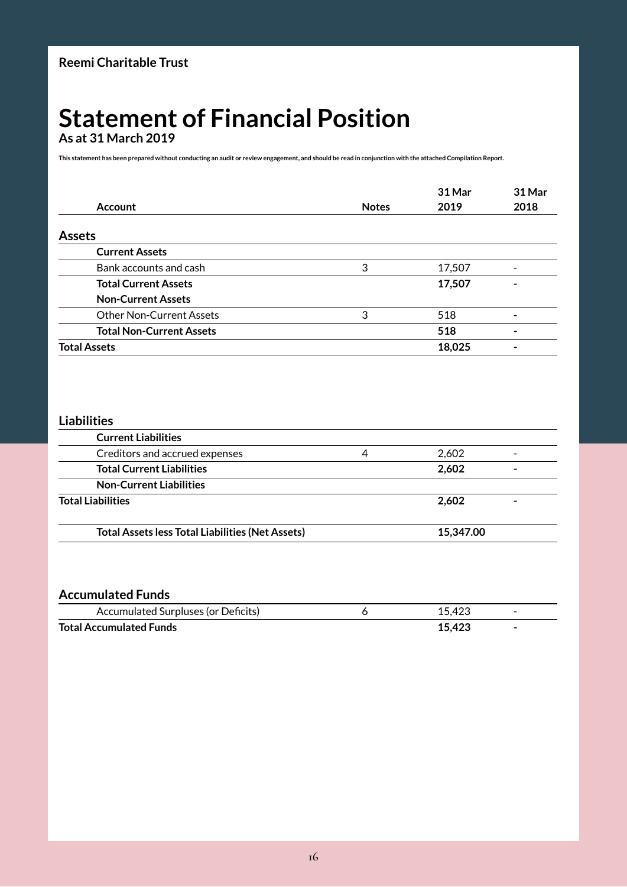**Reemi Charitable Trust**

# Statement of Financial Position

**As at 31 March 2019**

**This statement has been prepared without conducting an audit or review engagement, and should be read in conjunction with the attached Compilation Report.**

| Account | Notes | 31 Mar 2019 | 31 Mar 2018 |
|---|---|---|---|
| **Assets** | | | |
| **Current Assets** | | | |
| Bank accounts and cash | 3 | 17,507 | - |
| **Total Current Assets** | | **17,507** | **-** |
| **Non-Current Assets** | | | |
| Other Non-Current Assets | 3 | 518 | - |
| **Total Non-Current Assets** | | **518** | **-** |
| **Total Assets** | | **18,025** | **-** |

| Account | Notes | 31 Mar 2019 | 31 Mar 2018 |
|---|---|---|---|
| **Liabilities** | | | |
| **Current Liabilities** | | | |
| Creditors and accrued expenses | 4 | 2,602 | - |
| **Total Current Liabilities** | | **2,602** | **-** |
| **Non-Current Liabilities** | | | |
| **Total Liabilities** | | **2,602** | **-** |
| **Total Assets less Total Liabilities (Net Assets)** | | **15,347.00** | |

| Account | Notes | 31 Mar 2019 | 31 Mar 2018 |
|---|---|---|---|
| **Accumulated Funds** | | | |
| Accumulated Surpluses (or Deficits) | 6 | 15,423 | - |
| **Total Accumulated Funds** | | **15,423** | **-** |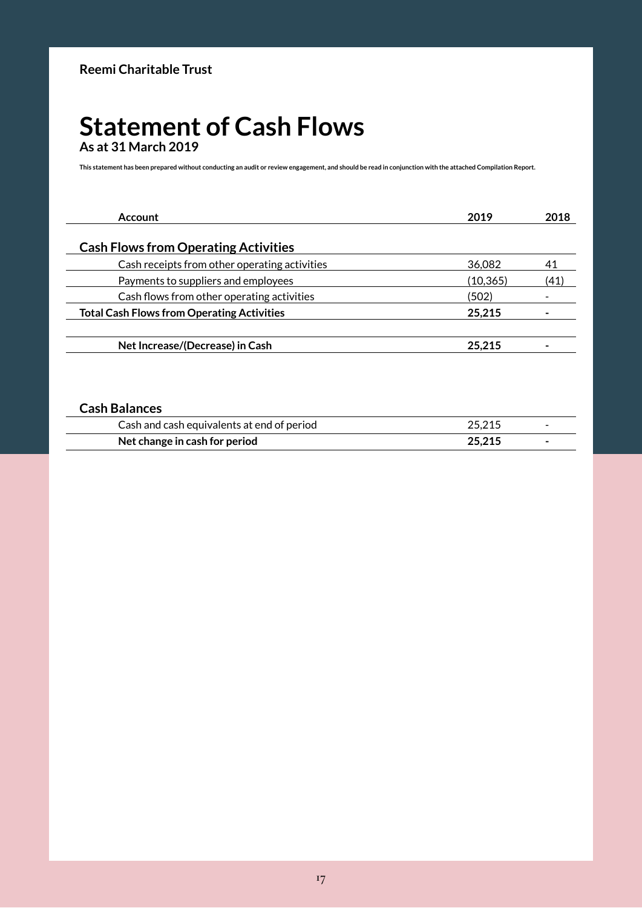**Reemi Charitable Trust**

# Statement of Cash Flows

**As at 31 March 2019**

**This statement has been prepared without conducting an audit or review engagement, and should be read in conjunction with the attached Compilation Report.**

| Account | 2019 | 2018 |
|---|---|---|
| **Cash Flows from Operating Activities** | | |
| Cash receipts from other operating activities | 36,082 | 41 |
| Payments to suppliers and employees | (10,365) | (41) |
| Cash flows from other operating activities | (502) | - |
| **Total Cash Flows from Operating Activities** | **25,215** | **-** |
| | | |
| **Net Increase/(Decrease) in Cash** | **25,215** | **-** |

| **Cash Balances** | | |
|---|---|---|
| Cash and cash equivalents at end of period | 25,215 | - |
| **Net change in cash for period** | **25,215** | **-** |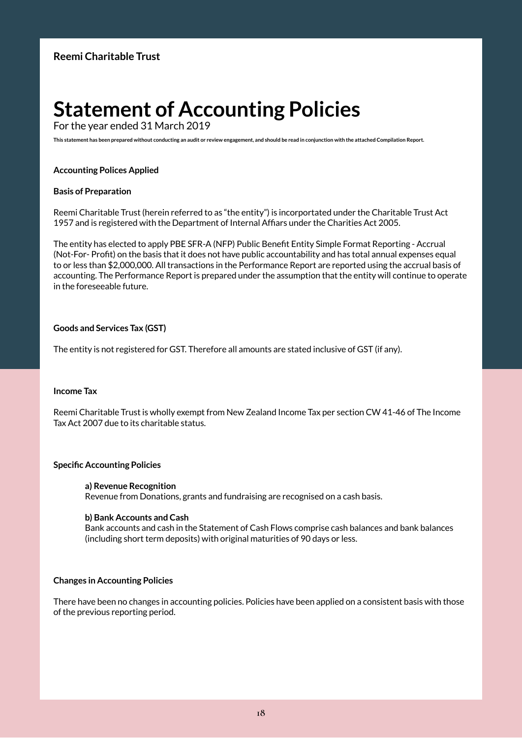**Reemi Charitable Trust**

# Statement of Accounting Policies

For the year ended 31 March 2019

**This statement has been prepared without conducting an audit or review engagement, and should be read in conjunction with the attached Compilation Report.**

**Accounting Polices Applied**

**Basis of Preparation**

Reemi Charitable Trust (herein referred to as "the entity") is incorportated under the Charitable Trust Act 1957 and is registered with the Department of Internal Affiars under the Charities Act 2005.

The entity has elected to apply PBE SFR-A (NFP) Public Benefit Entity Simple Format Reporting - Accrual (Not-For- Profit) on the basis that it does not have public accountability and has total annual expenses equal to or less than $2,000,000. All transactions in the Performance Report are reported using the accrual basis of accounting. The Performance Report is prepared under the assumption that the entity will continue to operate in the foreseeable future.

**Goods and Services Tax (GST)**

The entity is not registered for GST. Therefore all amounts are stated inclusive of GST (if any).

**Income Tax**

Reemi Charitable Trust is wholly exempt from New Zealand Income Tax per section CW 41-46 of The Income Tax Act 2007 due to its charitable status.

**Specific Accounting Policies**

**a) Revenue Recognition**
Revenue from Donations, grants and fundraising are recognised on a cash basis.

**b) Bank Accounts and Cash**
Bank accounts and cash in the Statement of Cash Flows comprise cash balances and bank balances (including short term deposits) with original maturities of 90 days or less.

**Changes in Accounting Policies**

There have been no changes in accounting policies. Policies have been applied on a consistent basis with those of the previous reporting period.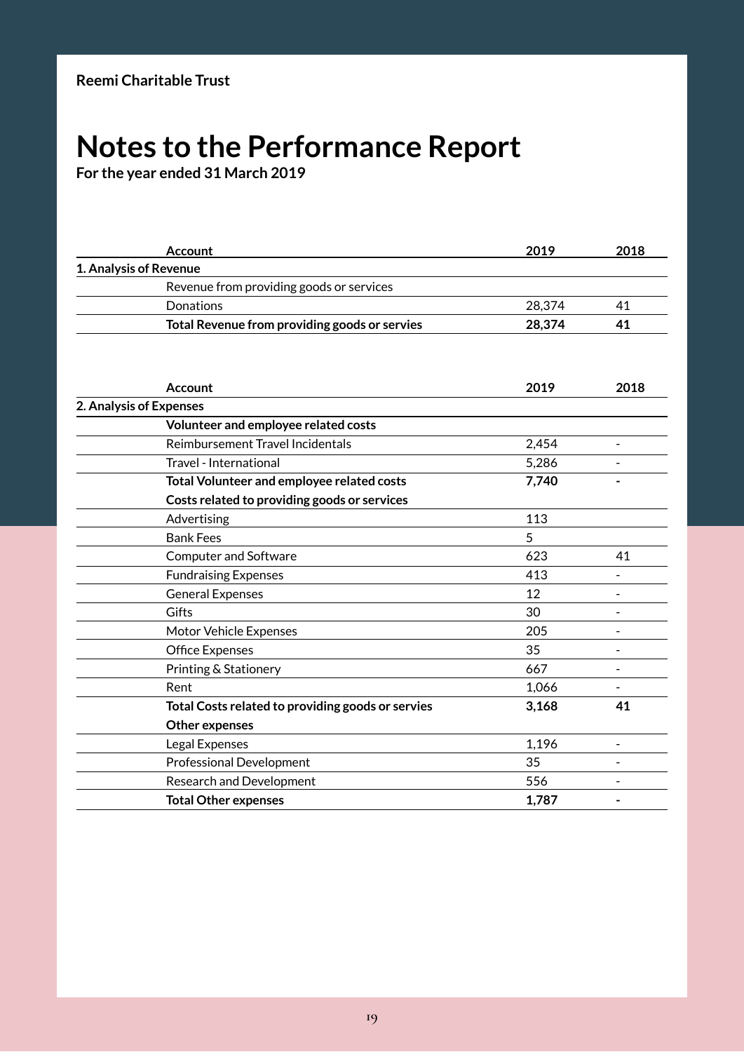**Reemi Charitable Trust**

# Notes to the Performance Report

**For the year ended 31 March 2019**

| | Account | 2019 | 2018 |
|---|---|---|---|
| **1. Analysis of Revenue** | | | |
| | Revenue from providing goods or services | | |
| | Donations | 28,374 | 41 |
| | **Total Revenue from providing goods or servies** | **28,374** | **41** |

| | Account | 2019 | 2018 |
|---|---|---|---|
| **2. Analysis of Expenses** | | | |
| | **Volunteer and employee related costs** | | |
| | Reimbursement Travel Incidentals | 2,454 | - |
| | Travel - International | 5,286 | - |
| | **Total Volunteer and employee related costs** | **7,740** | **-** |
| | **Costs related to providing goods or services** | | |
| | Advertising | 113 | |
| | Bank Fees | 5 | |
| | Computer and Software | 623 | 41 |
| | Fundraising Expenses | 413 | - |
| | General Expenses | 12 | - |
| | Gifts | 30 | - |
| | Motor Vehicle Expenses | 205 | - |
| | Office Expenses | 35 | - |
| | Printing & Stationery | 667 | - |
| | Rent | 1,066 | - |
| | **Total Costs related to providing goods or servies** | **3,168** | **41** |
| | **Other expenses** | | |
| | Legal Expenses | 1,196 | - |
| | Professional Development | 35 | - |
| | Research and Development | 556 | - |
| | **Total Other expenses** | **1,787** | **-** |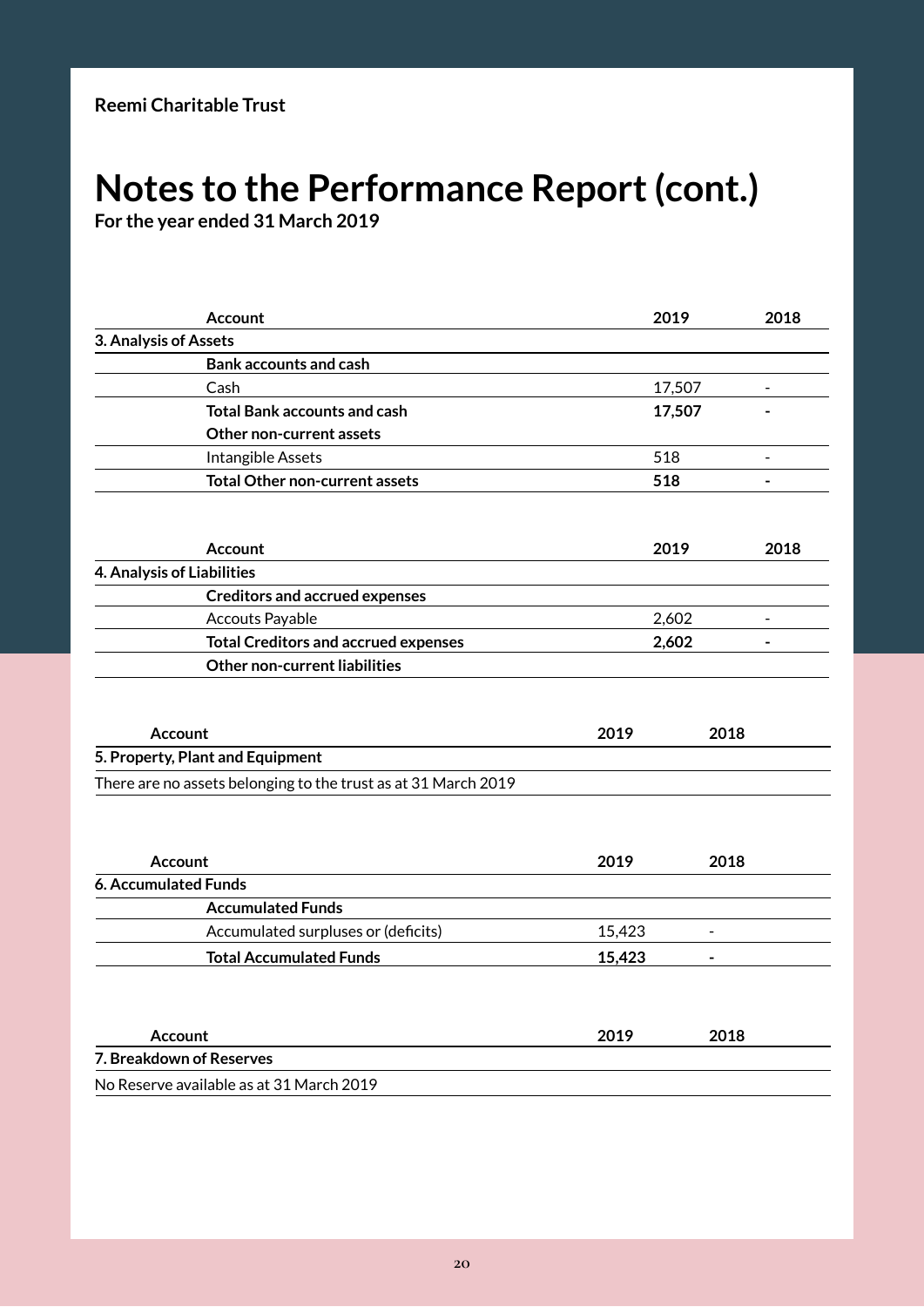**Reemi Charitable Trust**

# Notes to the Performance Report (cont.)

**For the year ended 31 March 2019**

| Account | 2019 | 2018 |
|---|---|---|
| **3. Analysis of Assets** | | |
| **Bank accounts and cash** | | |
| Cash | 17,507 | - |
| **Total Bank accounts and cash** | **17,507** | **-** |
| **Other non-current assets** | | |
| Intangible Assets | 518 | - |
| **Total Other non-current assets** | **518** | **-** |

| Account | 2019 | 2018 |
|---|---|---|
| **4. Analysis of Liabilities** | | |
| **Creditors and accrued expenses** | | |
| Accouts Payable | 2,602 | - |
| **Total Creditors and accrued expenses** | **2,602** | **-** |
| **Other non-current liabilities** | | |

| Account | 2019 | 2018 |
|---|---|---|
| **5. Property, Plant and Equipment** | | |
| There are no assets belonging to the trust as at 31 March 2019 | | |

| Account | 2019 | 2018 |
|---|---|---|
| **6. Accumulated Funds** | | |
| **Accumulated Funds** | | |
| Accumulated surpluses or (deficits) | 15,423 | - |
| **Total Accumulated Funds** | **15,423** | **-** |

| Account | 2019 | 2018 |
|---|---|---|
| **7. Breakdown of Reserves** | | |
| No Reserve available as at 31 March 2019 | | |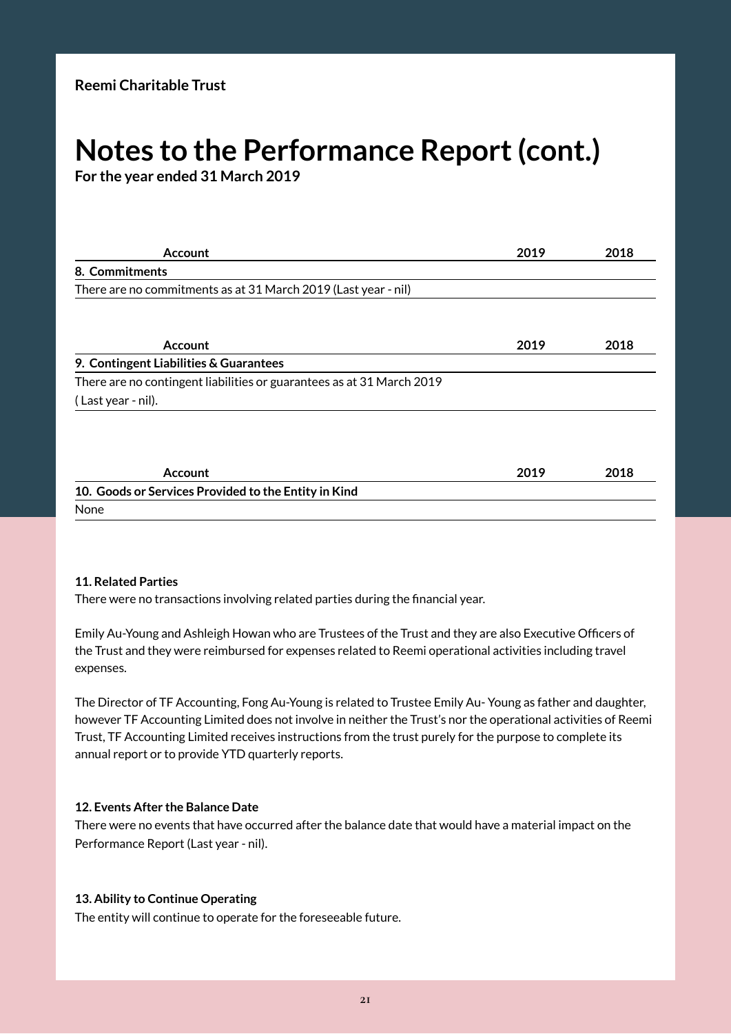**Reemi Charitable Trust**

# Notes to the Performance Report (cont.)

**For the year ended 31 March 2019**

| Account | 2019 | 2018 |
|---|---|---|
| **8. Commitments** | | |
| There are no commitments as at 31 March 2019 (Last year - nil) | | |

| Account | 2019 | 2018 |
|---|---|---|
| **9. Contingent Liabilities & Guarantees** | | |
| There are no contingent liabilities or guarantees as at 31 March 2019 ( Last year - nil). | | |

| Account | 2019 | 2018 |
|---|---|---|
| **10. Goods or Services Provided to the Entity in Kind** | | |
| None | | |

**11. Related Parties**

There were no transactions involving related parties during the financial year.

Emily Au-Young and Ashleigh Howan who are Trustees of the Trust and they are also Executive Officers of the Trust and they were reimbursed for expenses related to Reemi operational activities including travel expenses.

The Director of TF Accounting, Fong Au-Young is related to Trustee Emily Au- Young as father and daughter, however TF Accounting Limited does not involve in neither the Trust's nor the operational activities of Reemi Trust, TF Accounting Limited receives instructions from the trust purely for the purpose to complete its annual report or to provide YTD quarterly reports.

**12. Events After the Balance Date**

There were no events that have occurred after the balance date that would have a material impact on the Performance Report (Last year - nil).

**13. Ability to Continue Operating**

The entity will continue to operate for the foreseeable future.